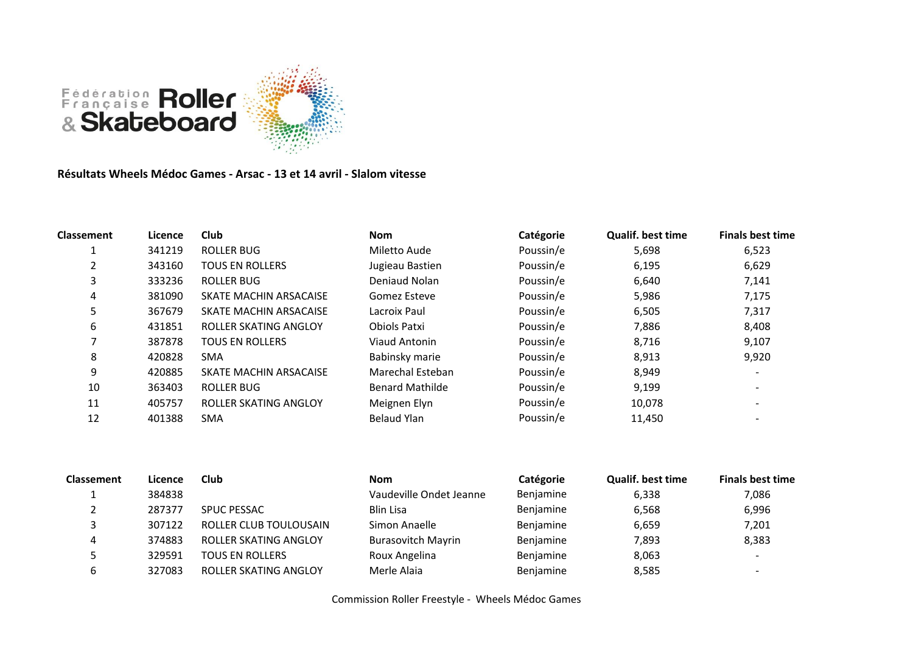Fédération Française Roller & Skateboard

**Résultats Wheels Médoc Games - Arsac - 13 et 14 avril - Slalom vitesse**

| Classement | Licence | Club | Nom | Catégorie | Qualif. best time | Finals best time |
|---|---|---|---|---|---|---|
| 1 | 341219 | ROLLER BUG | Miletto Aude | Poussin/e | 5,698 | 6,523 |
| 2 | 343160 | TOUS EN ROLLERS | Jugieau Bastien | Poussin/e | 6,195 | 6,629 |
| 3 | 333236 | ROLLER BUG | Deniaud Nolan | Poussin/e | 6,640 | 7,141 |
| 4 | 381090 | SKATE MACHIN ARSACAISE | Gomez Esteve | Poussin/e | 5,986 | 7,175 |
| 5 | 367679 | SKATE MACHIN ARSACAISE | Lacroix Paul | Poussin/e | 6,505 | 7,317 |
| 6 | 431851 | ROLLER SKATING ANGLOY | Obiols Patxi | Poussin/e | 7,886 | 8,408 |
| 7 | 387878 | TOUS EN ROLLERS | Viaud Antonin | Poussin/e | 8,716 | 9,107 |
| 8 | 420828 | SMA | Babinsky marie | Poussin/e | 8,913 | 9,920 |
| 9 | 420885 | SKATE MACHIN ARSACAISE | Marechal Esteban | Poussin/e | 8,949 | - |
| 10 | 363403 | ROLLER BUG | Benard Mathilde | Poussin/e | 9,199 | - |
| 11 | 405757 | ROLLER SKATING ANGLOY | Meignen Elyn | Poussin/e | 10,078 | - |
| 12 | 401388 | SMA | Belaud Ylan | Poussin/e | 11,450 | - |

| Classement | Licence | Club | Nom | Catégorie | Qualif. best time | Finals best time |
|---|---|---|---|---|---|---|
| 1 | 384838 | | Vaudeville Ondet Jeanne | Benjamine | 6,338 | 7,086 |
| 2 | 287377 | SPUC PESSAC | Blin Lisa | Benjamine | 6,568 | 6,996 |
| 3 | 307122 | ROLLER CLUB TOULOUSAIN | Simon Anaelle | Benjamine | 6,659 | 7,201 |
| 4 | 374883 | ROLLER SKATING ANGLOY | Burasovitch Mayrin | Benjamine | 7,893 | 8,383 |
| 5 | 329591 | TOUS EN ROLLERS | Roux Angelina | Benjamine | 8,063 | - |
| 6 | 327083 | ROLLER SKATING ANGLOY | Merle Alaia | Benjamine | 8,585 | - |

Commission Roller Freestyle - Wheels Médoc Games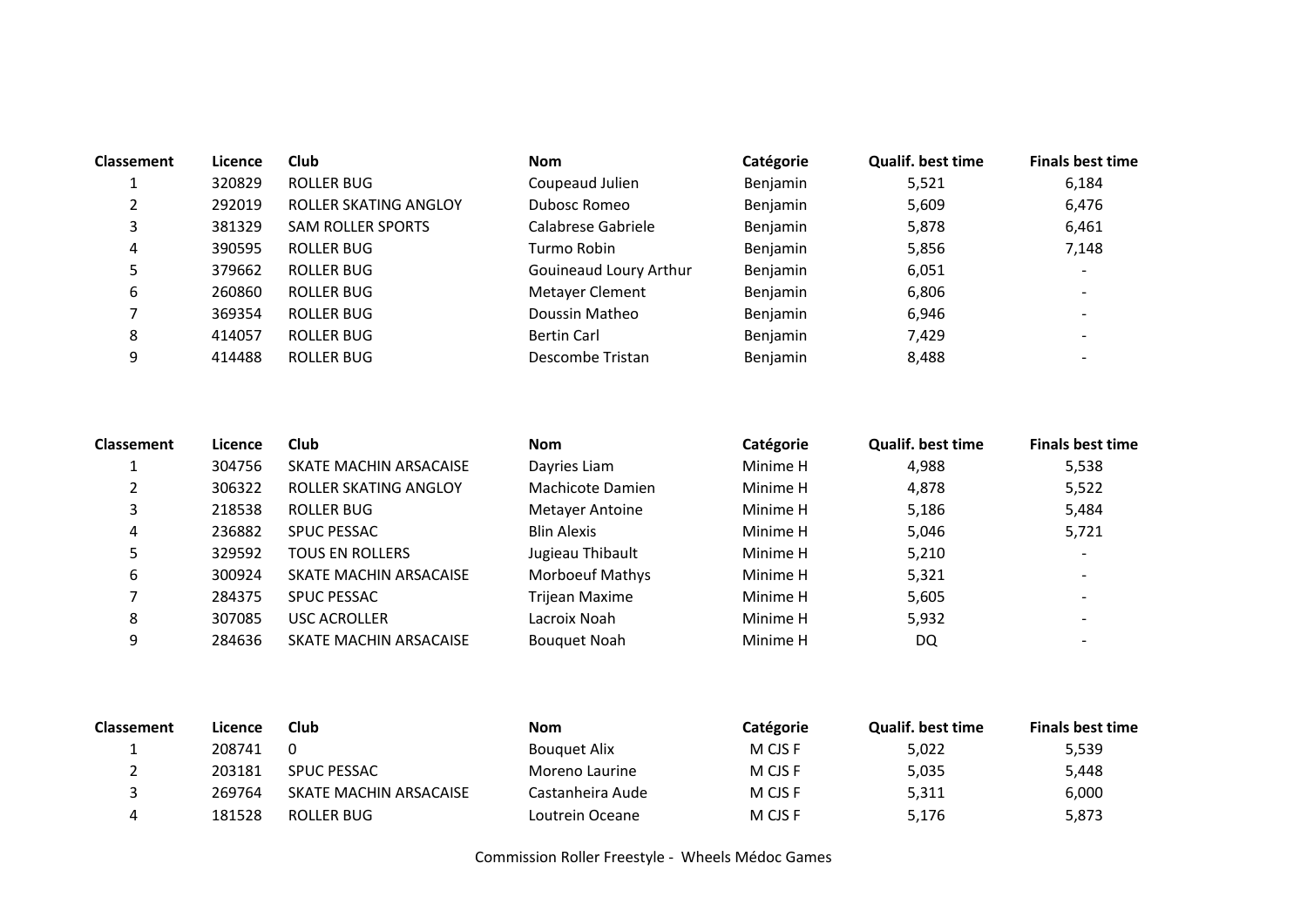| Classement | Licence | Club | Nom | Catégorie | Qualif. best time | Finals best time |
|---|---|---|---|---|---|---|
| 1 | 320829 | ROLLER BUG | Coupeaud Julien | Benjamin | 5,521 | 6,184 |
| 2 | 292019 | ROLLER SKATING ANGLOY | Dubosc Romeo | Benjamin | 5,609 | 6,476 |
| 3 | 381329 | SAM ROLLER SPORTS | Calabrese Gabriele | Benjamin | 5,878 | 6,461 |
| 4 | 390595 | ROLLER BUG | Turmo Robin | Benjamin | 5,856 | 7,148 |
| 5 | 379662 | ROLLER BUG | Gouineaud Loury Arthur | Benjamin | 6,051 | - |
| 6 | 260860 | ROLLER BUG | Metayer Clement | Benjamin | 6,806 | - |
| 7 | 369354 | ROLLER BUG | Doussin Matheo | Benjamin | 6,946 | - |
| 8 | 414057 | ROLLER BUG | Bertin Carl | Benjamin | 7,429 | - |
| 9 | 414488 | ROLLER BUG | Descombe Tristan | Benjamin | 8,488 | - |

| Classement | Licence | Club | Nom | Catégorie | Qualif. best time | Finals best time |
|---|---|---|---|---|---|---|
| 1 | 304756 | SKATE MACHIN ARSACAISE | Dayries Liam | Minime H | 4,988 | 5,538 |
| 2 | 306322 | ROLLER SKATING ANGLOY | Machicote Damien | Minime H | 4,878 | 5,522 |
| 3 | 218538 | ROLLER BUG | Metayer Antoine | Minime H | 5,186 | 5,484 |
| 4 | 236882 | SPUC PESSAC | Blin Alexis | Minime H | 5,046 | 5,721 |
| 5 | 329592 | TOUS EN ROLLERS | Jugieau Thibault | Minime H | 5,210 | - |
| 6 | 300924 | SKATE MACHIN ARSACAISE | Morboeuf Mathys | Minime H | 5,321 | - |
| 7 | 284375 | SPUC PESSAC | Trijean Maxime | Minime H | 5,605 | - |
| 8 | 307085 | USC ACROLLER | Lacroix Noah | Minime H | 5,932 | - |
| 9 | 284636 | SKATE MACHIN ARSACAISE | Bouquet Noah | Minime H | DQ | - |

| Classement | Licence | Club | Nom | Catégorie | Qualif. best time | Finals best time |
|---|---|---|---|---|---|---|
| 1 | 208741 | 0 | Bouquet Alix | M CJS F | 5,022 | 5,539 |
| 2 | 203181 | SPUC PESSAC | Moreno Laurine | M CJS F | 5,035 | 5,448 |
| 3 | 269764 | SKATE MACHIN ARSACAISE | Castanheira Aude | M CJS F | 5,311 | 6,000 |
| 4 | 181528 | ROLLER BUG | Loutrein Oceane | M CJS F | 5,176 | 5,873 |

Commission Roller Freestyle - Wheels Médoc Games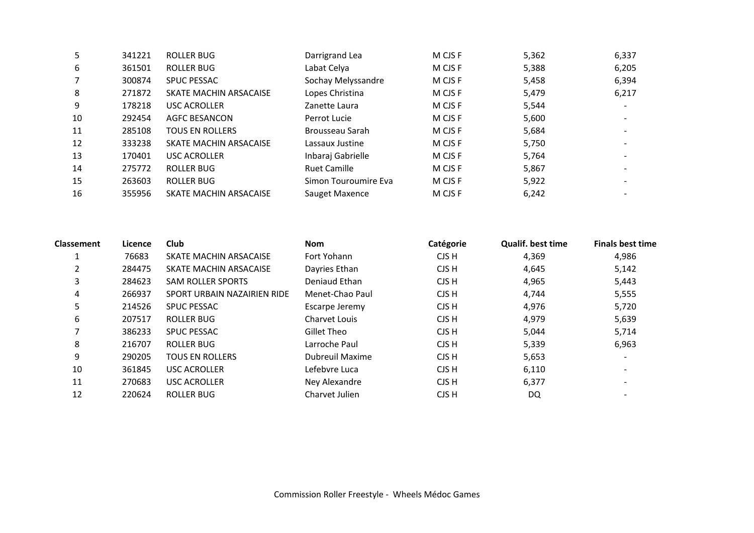| | | | | | | |
|---|---|---|---|---|---|---|
| 5 | 341221 | ROLLER BUG | Darrigrand Lea | M CJS F | 5,362 | 6,337 |
| 6 | 361501 | ROLLER BUG | Labat Celya | M CJS F | 5,388 | 6,205 |
| 7 | 300874 | SPUC PESSAC | Sochay Melyssandre | M CJS F | 5,458 | 6,394 |
| 8 | 271872 | SKATE MACHIN ARSACAISE | Lopes Christina | M CJS F | 5,479 | 6,217 |
| 9 | 178218 | USC ACROLLER | Zanette Laura | M CJS F | 5,544 | - |
| 10 | 292454 | AGFC BESANCON | Perrot Lucie | M CJS F | 5,600 | - |
| 11 | 285108 | TOUS EN ROLLERS | Brousseau Sarah | M CJS F | 5,684 | - |
| 12 | 333238 | SKATE MACHIN ARSACAISE | Lassaux Justine | M CJS F | 5,750 | - |
| 13 | 170401 | USC ACROLLER | Inbaraj Gabrielle | M CJS F | 5,764 | - |
| 14 | 275772 | ROLLER BUG | Ruet Camille | M CJS F | 5,867 | - |
| 15 | 263603 | ROLLER BUG | Simon Touroumire Eva | M CJS F | 5,922 | - |
| 16 | 355956 | SKATE MACHIN ARSACAISE | Sauget Maxence | M CJS F | 6,242 | - |

| Classement | Licence | Club | Nom | Catégorie | Qualif. best time | Finals best time |
|---|---|---|---|---|---|---|
| 1 | 76683 | SKATE MACHIN ARSACAISE | Fort Yohann | CJS H | 4,369 | 4,986 |
| 2 | 284475 | SKATE MACHIN ARSACAISE | Dayries Ethan | CJS H | 4,645 | 5,142 |
| 3 | 284623 | SAM ROLLER SPORTS | Deniaud Ethan | CJS H | 4,965 | 5,443 |
| 4 | 266937 | SPORT URBAIN NAZAIRIEN RIDE | Menet-Chao Paul | CJS H | 4,744 | 5,555 |
| 5 | 214526 | SPUC PESSAC | Escarpe Jeremy | CJS H | 4,976 | 5,720 |
| 6 | 207517 | ROLLER BUG | Charvet Louis | CJS H | 4,979 | 5,639 |
| 7 | 386233 | SPUC PESSAC | Gillet Theo | CJS H | 5,044 | 5,714 |
| 8 | 216707 | ROLLER BUG | Larroche Paul | CJS H | 5,339 | 6,963 |
| 9 | 290205 | TOUS EN ROLLERS | Dubreuil Maxime | CJS H | 5,653 | - |
| 10 | 361845 | USC ACROLLER | Lefebvre Luca | CJS H | 6,110 | - |
| 11 | 270683 | USC ACROLLER | Ney Alexandre | CJS H | 6,377 | - |
| 12 | 220624 | ROLLER BUG | Charvet Julien | CJS H | DQ | - |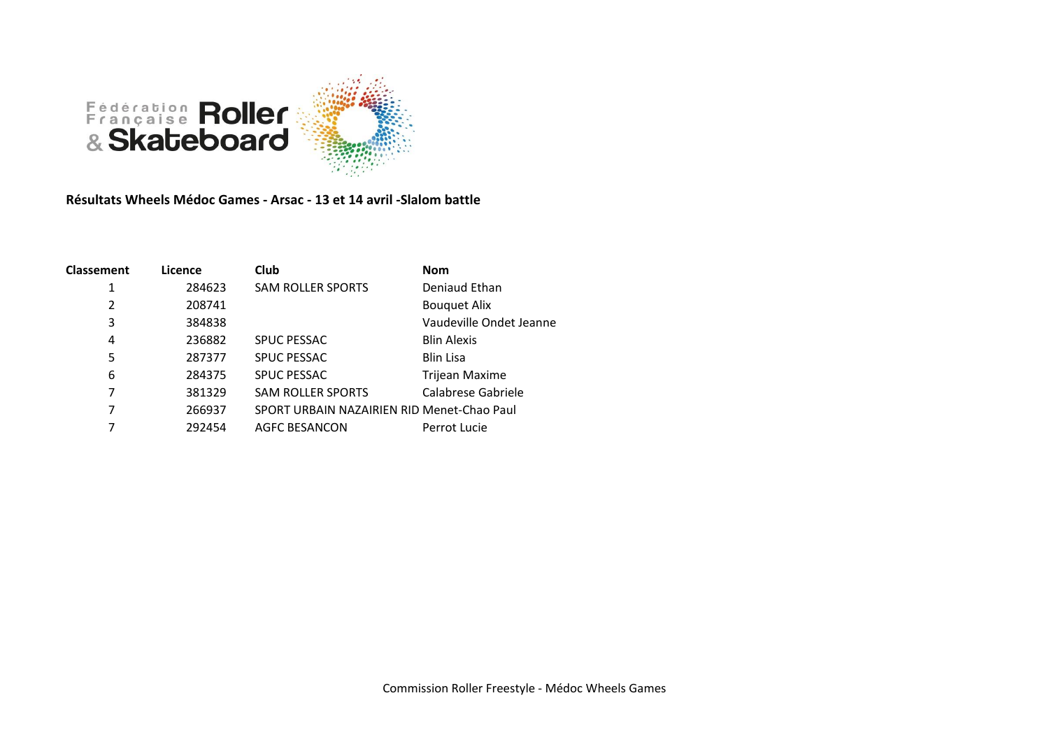**Résultats Wheels Médoc Games - Arsac - 13 et 14 avril -Slalom battle**

| Classement | Licence | Club | Nom |
|---|---|---|---|
| 1 | 284623 | SAM ROLLER SPORTS | Deniaud Ethan |
| 2 | 208741 | | Bouquet Alix |
| 3 | 384838 | | Vaudeville Ondet Jeanne |
| 4 | 236882 | SPUC PESSAC | Blin Alexis |
| 5 | 287377 | SPUC PESSAC | Blin Lisa |
| 6 | 284375 | SPUC PESSAC | Trijean Maxime |
| 7 | 381329 | SAM ROLLER SPORTS | Calabrese Gabriele |
| 7 | 266937 | SPORT URBAIN NAZAIRIEN RID | Menet-Chao Paul |
| 7 | 292454 | AGFC BESANCON | Perrot Lucie |

Commission Roller Freestyle - Médoc Wheels Games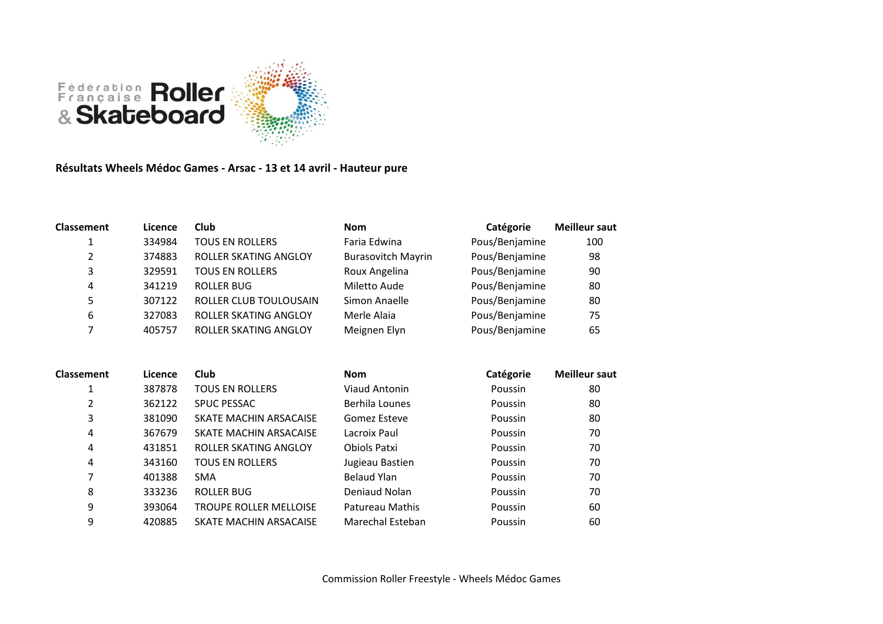Fédération Française Roller & Skateboard

**Résultats Wheels Médoc Games - Arsac - 13 et 14 avril - Hauteur pure**

| Classement | Licence | Club | Nom | Catégorie | Meilleur saut |
|---|---|---|---|---|---|
| 1 | 334984 | TOUS EN ROLLERS | Faria Edwina | Pous/Benjamine | 100 |
| 2 | 374883 | ROLLER SKATING ANGLOY | Burasovitch Mayrin | Pous/Benjamine | 98 |
| 3 | 329591 | TOUS EN ROLLERS | Roux Angelina | Pous/Benjamine | 90 |
| 4 | 341219 | ROLLER BUG | Miletto Aude | Pous/Benjamine | 80 |
| 5 | 307122 | ROLLER CLUB TOULOUSAIN | Simon Anaelle | Pous/Benjamine | 80 |
| 6 | 327083 | ROLLER SKATING ANGLOY | Merle Alaia | Pous/Benjamine | 75 |
| 7 | 405757 | ROLLER SKATING ANGLOY | Meignen Elyn | Pous/Benjamine | 65 |

| Classement | Licence | Club | Nom | Catégorie | Meilleur saut |
|---|---|---|---|---|---|
| 1 | 387878 | TOUS EN ROLLERS | Viaud Antonin | Poussin | 80 |
| 2 | 362122 | SPUC PESSAC | Berhila Lounes | Poussin | 80 |
| 3 | 381090 | SKATE MACHIN ARSACAISE | Gomez Esteve | Poussin | 80 |
| 4 | 367679 | SKATE MACHIN ARSACAISE | Lacroix Paul | Poussin | 70 |
| 4 | 431851 | ROLLER SKATING ANGLOY | Obiols Patxi | Poussin | 70 |
| 4 | 343160 | TOUS EN ROLLERS | Jugieau Bastien | Poussin | 70 |
| 7 | 401388 | SMA | Belaud Ylan | Poussin | 70 |
| 8 | 333236 | ROLLER BUG | Deniaud Nolan | Poussin | 70 |
| 9 | 393064 | TROUPE ROLLER MELLOISE | Patureau Mathis | Poussin | 60 |
| 9 | 420885 | SKATE MACHIN ARSACAISE | Marechal Esteban | Poussin | 60 |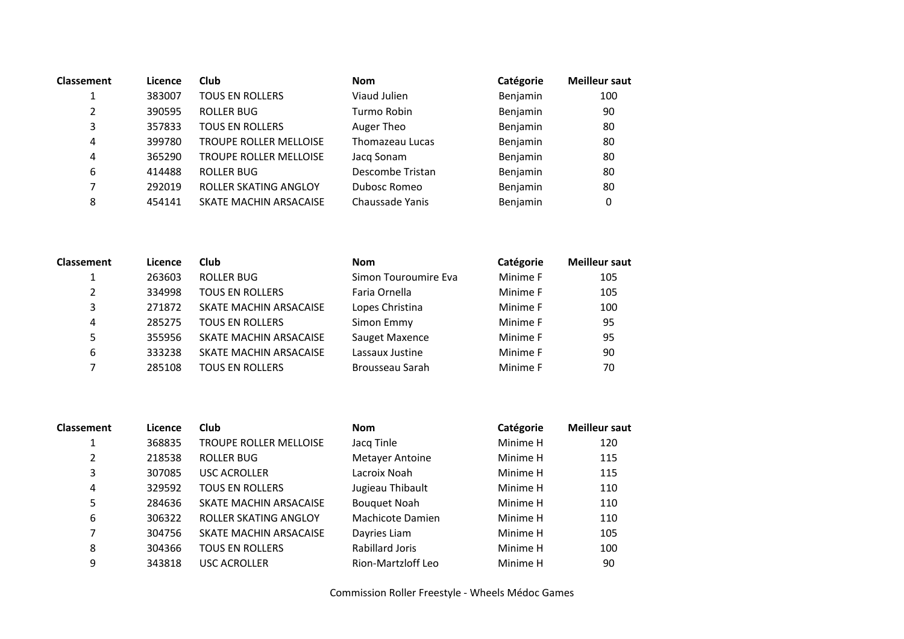| Classement | Licence | Club | Nom | Catégorie | Meilleur saut |
|---|---|---|---|---|---|
| 1 | 383007 | TOUS EN ROLLERS | Viaud Julien | Benjamin | 100 |
| 2 | 390595 | ROLLER BUG | Turmo Robin | Benjamin | 90 |
| 3 | 357833 | TOUS EN ROLLERS | Auger Theo | Benjamin | 80 |
| 4 | 399780 | TROUPE ROLLER MELLOISE | Thomazeau Lucas | Benjamin | 80 |
| 4 | 365290 | TROUPE ROLLER MELLOISE | Jacq Sonam | Benjamin | 80 |
| 6 | 414488 | ROLLER BUG | Descombe Tristan | Benjamin | 80 |
| 7 | 292019 | ROLLER SKATING ANGLOY | Dubosc Romeo | Benjamin | 80 |
| 8 | 454141 | SKATE MACHIN ARSACAISE | Chaussade Yanis | Benjamin | 0 |

| Classement | Licence | Club | Nom | Catégorie | Meilleur saut |
|---|---|---|---|---|---|
| 1 | 263603 | ROLLER BUG | Simon Touroumire Eva | Minime F | 105 |
| 2 | 334998 | TOUS EN ROLLERS | Faria Ornella | Minime F | 105 |
| 3 | 271872 | SKATE MACHIN ARSACAISE | Lopes Christina | Minime F | 100 |
| 4 | 285275 | TOUS EN ROLLERS | Simon Emmy | Minime F | 95 |
| 5 | 355956 | SKATE MACHIN ARSACAISE | Sauget Maxence | Minime F | 95 |
| 6 | 333238 | SKATE MACHIN ARSACAISE | Lassaux Justine | Minime F | 90 |
| 7 | 285108 | TOUS EN ROLLERS | Brousseau Sarah | Minime F | 70 |

| Classement | Licence | Club | Nom | Catégorie | Meilleur saut |
|---|---|---|---|---|---|
| 1 | 368835 | TROUPE ROLLER MELLOISE | Jacq Tinle | Minime H | 120 |
| 2 | 218538 | ROLLER BUG | Metayer Antoine | Minime H | 115 |
| 3 | 307085 | USC ACROLLER | Lacroix Noah | Minime H | 115 |
| 4 | 329592 | TOUS EN ROLLERS | Jugieau Thibault | Minime H | 110 |
| 5 | 284636 | SKATE MACHIN ARSACAISE | Bouquet Noah | Minime H | 110 |
| 6 | 306322 | ROLLER SKATING ANGLOY | Machicote Damien | Minime H | 110 |
| 7 | 304756 | SKATE MACHIN ARSACAISE | Dayries Liam | Minime H | 105 |
| 8 | 304366 | TOUS EN ROLLERS | Rabillard Joris | Minime H | 100 |
| 9 | 343818 | USC ACROLLER | Rion-Martzloff Leo | Minime H | 90 |

Commission Roller Freestyle - Wheels Médoc Games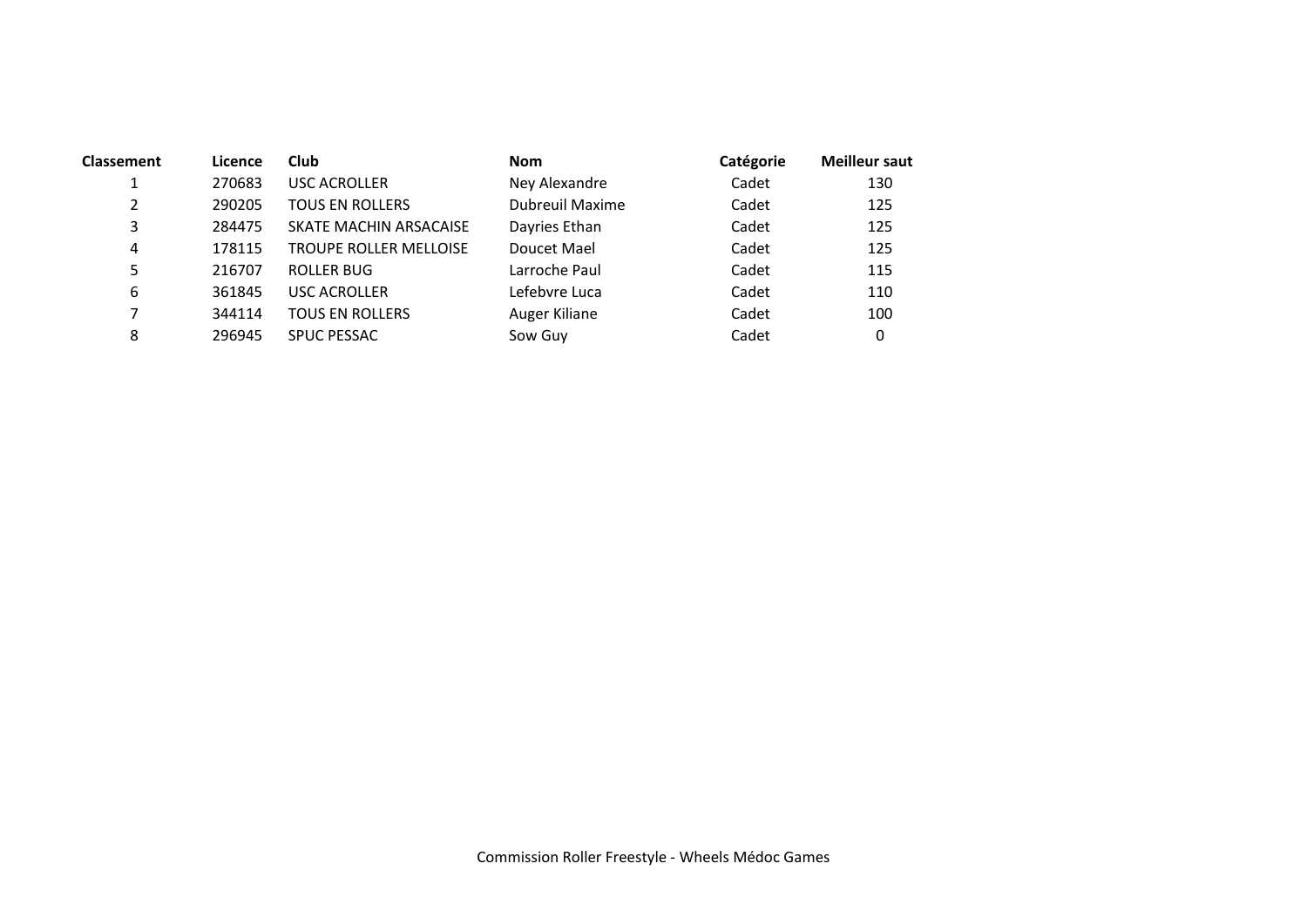| Classement | Licence | Club | Nom | Catégorie | Meilleur saut |
|---|---|---|---|---|---|
| 1 | 270683 | USC ACROLLER | Ney Alexandre | Cadet | 130 |
| 2 | 290205 | TOUS EN ROLLERS | Dubreuil Maxime | Cadet | 125 |
| 3 | 284475 | SKATE MACHIN ARSACAISE | Dayries Ethan | Cadet | 125 |
| 4 | 178115 | TROUPE ROLLER MELLOISE | Doucet Mael | Cadet | 125 |
| 5 | 216707 | ROLLER BUG | Larroche Paul | Cadet | 115 |
| 6 | 361845 | USC ACROLLER | Lefebvre Luca | Cadet | 110 |
| 7 | 344114 | TOUS EN ROLLERS | Auger Kiliane | Cadet | 100 |
| 8 | 296945 | SPUC PESSAC | Sow Guy | Cadet | 0 |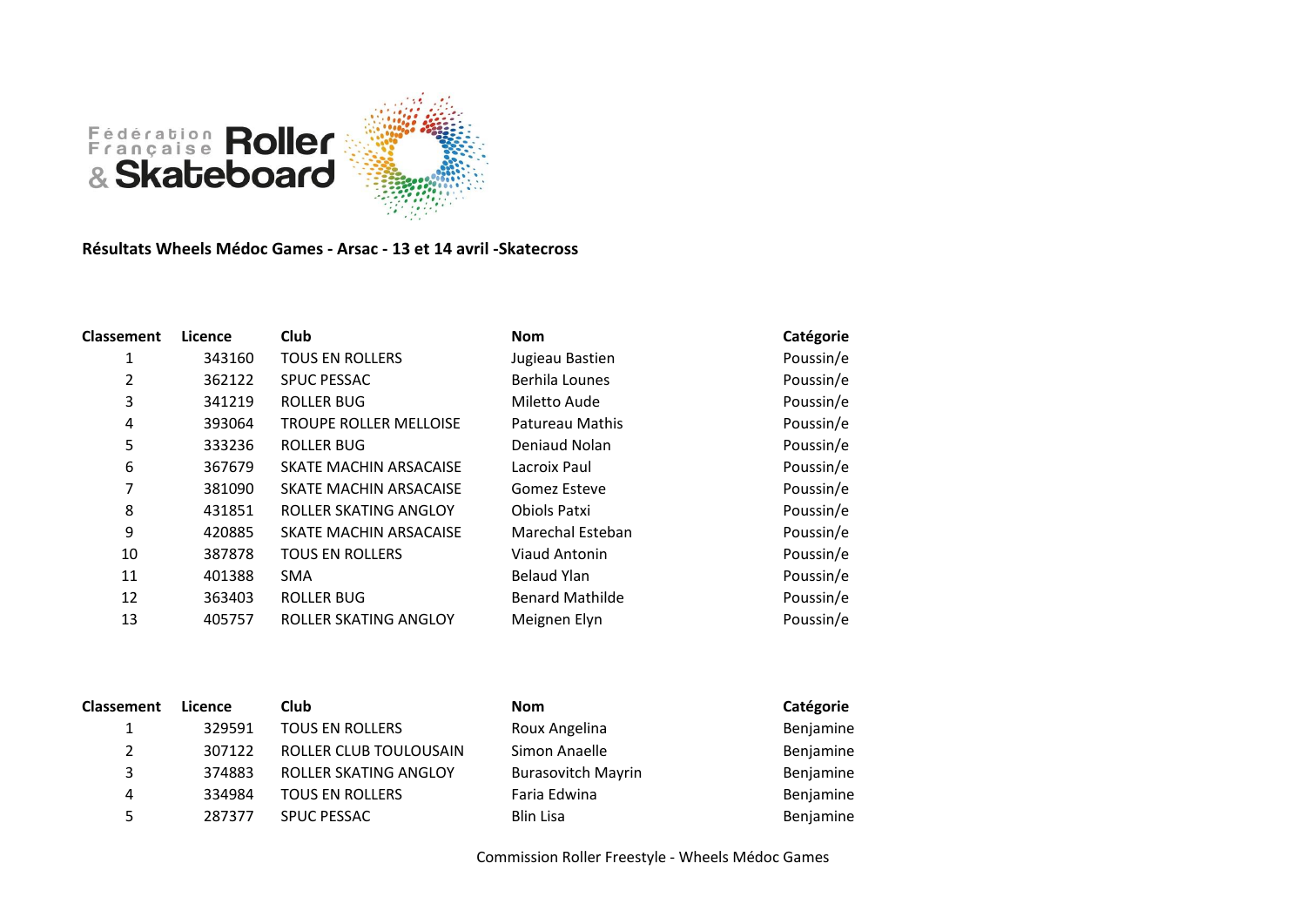Fédération Française Roller & Skateboard

**Résultats Wheels Médoc Games - Arsac - 13 et 14 avril -Skatecross**

| Classement | Licence | Club | Nom | Catégorie |
|---|---|---|---|---|
| 1 | 343160 | TOUS EN ROLLERS | Jugieau Bastien | Poussin/e |
| 2 | 362122 | SPUC PESSAC | Berhila Lounes | Poussin/e |
| 3 | 341219 | ROLLER BUG | Miletto Aude | Poussin/e |
| 4 | 393064 | TROUPE ROLLER MELLOISE | Patureau Mathis | Poussin/e |
| 5 | 333236 | ROLLER BUG | Deniaud Nolan | Poussin/e |
| 6 | 367679 | SKATE MACHIN ARSACAISE | Lacroix Paul | Poussin/e |
| 7 | 381090 | SKATE MACHIN ARSACAISE | Gomez Esteve | Poussin/e |
| 8 | 431851 | ROLLER SKATING ANGLOY | Obiols Patxi | Poussin/e |
| 9 | 420885 | SKATE MACHIN ARSACAISE | Marechal Esteban | Poussin/e |
| 10 | 387878 | TOUS EN ROLLERS | Viaud Antonin | Poussin/e |
| 11 | 401388 | SMA | Belaud Ylan | Poussin/e |
| 12 | 363403 | ROLLER BUG | Benard Mathilde | Poussin/e |
| 13 | 405757 | ROLLER SKATING ANGLOY | Meignen Elyn | Poussin/e |

| Classement | Licence | Club | Nom | Catégorie |
|---|---|---|---|---|
| 1 | 329591 | TOUS EN ROLLERS | Roux Angelina | Benjamine |
| 2 | 307122 | ROLLER CLUB TOULOUSAIN | Simon Anaelle | Benjamine |
| 3 | 374883 | ROLLER SKATING ANGLOY | Burasovitch Mayrin | Benjamine |
| 4 | 334984 | TOUS EN ROLLERS | Faria Edwina | Benjamine |
| 5 | 287377 | SPUC PESSAC | Blin Lisa | Benjamine |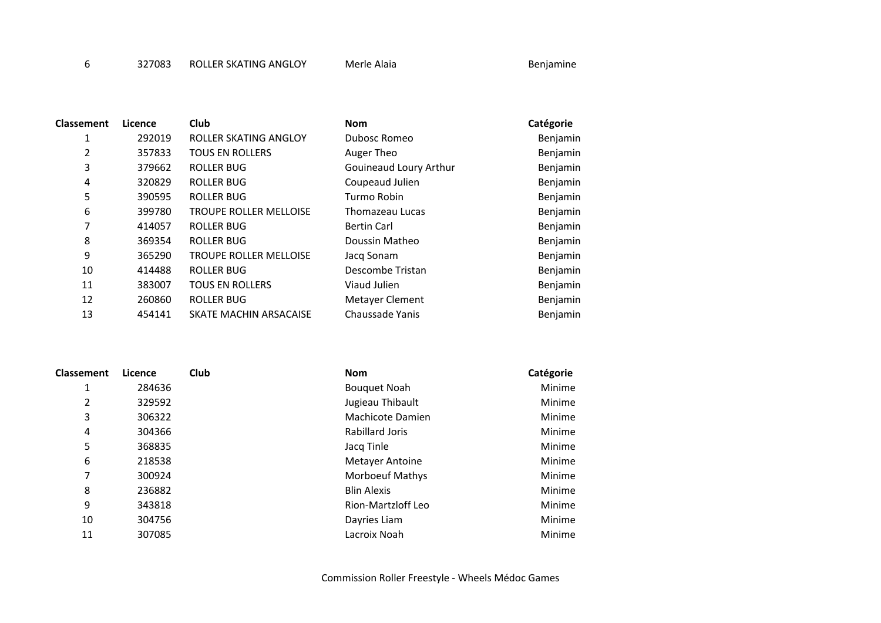| Classement | Licence | Club | Nom | Catégorie |
|---|---|---|---|---|
| 6 | 327083 | ROLLER SKATING ANGLOY | Merle Alaia | Benjamine |

| Classement | Licence | Club | Nom | Catégorie |
|---|---|---|---|---|
| 1 | 292019 | ROLLER SKATING ANGLOY | Dubosc Romeo | Benjamin |
| 2 | 357833 | TOUS EN ROLLERS | Auger Theo | Benjamin |
| 3 | 379662 | ROLLER BUG | Gouineaud Loury Arthur | Benjamin |
| 4 | 320829 | ROLLER BUG | Coupeaud Julien | Benjamin |
| 5 | 390595 | ROLLER BUG | Turmo Robin | Benjamin |
| 6 | 399780 | TROUPE ROLLER MELLOISE | Thomazeau Lucas | Benjamin |
| 7 | 414057 | ROLLER BUG | Bertin Carl | Benjamin |
| 8 | 369354 | ROLLER BUG | Doussin Matheo | Benjamin |
| 9 | 365290 | TROUPE ROLLER MELLOISE | Jacq Sonam | Benjamin |
| 10 | 414488 | ROLLER BUG | Descombe Tristan | Benjamin |
| 11 | 383007 | TOUS EN ROLLERS | Viaud Julien | Benjamin |
| 12 | 260860 | ROLLER BUG | Metayer Clement | Benjamin |
| 13 | 454141 | SKATE MACHIN ARSACAISE | Chaussade Yanis | Benjamin |

| Classement | Licence | Club | Nom | Catégorie |
|---|---|---|---|---|
| 1 | 284636 | | Bouquet Noah | Minime |
| 2 | 329592 | | Jugieau Thibault | Minime |
| 3 | 306322 | | Machicote Damien | Minime |
| 4 | 304366 | | Rabillard Joris | Minime |
| 5 | 368835 | | Jacq Tinle | Minime |
| 6 | 218538 | | Metayer Antoine | Minime |
| 7 | 300924 | | Morboeuf Mathys | Minime |
| 8 | 236882 | | Blin Alexis | Minime |
| 9 | 343818 | | Rion-Martzloff Leo | Minime |
| 10 | 304756 | | Dayries Liam | Minime |
| 11 | 307085 | | Lacroix Noah | Minime |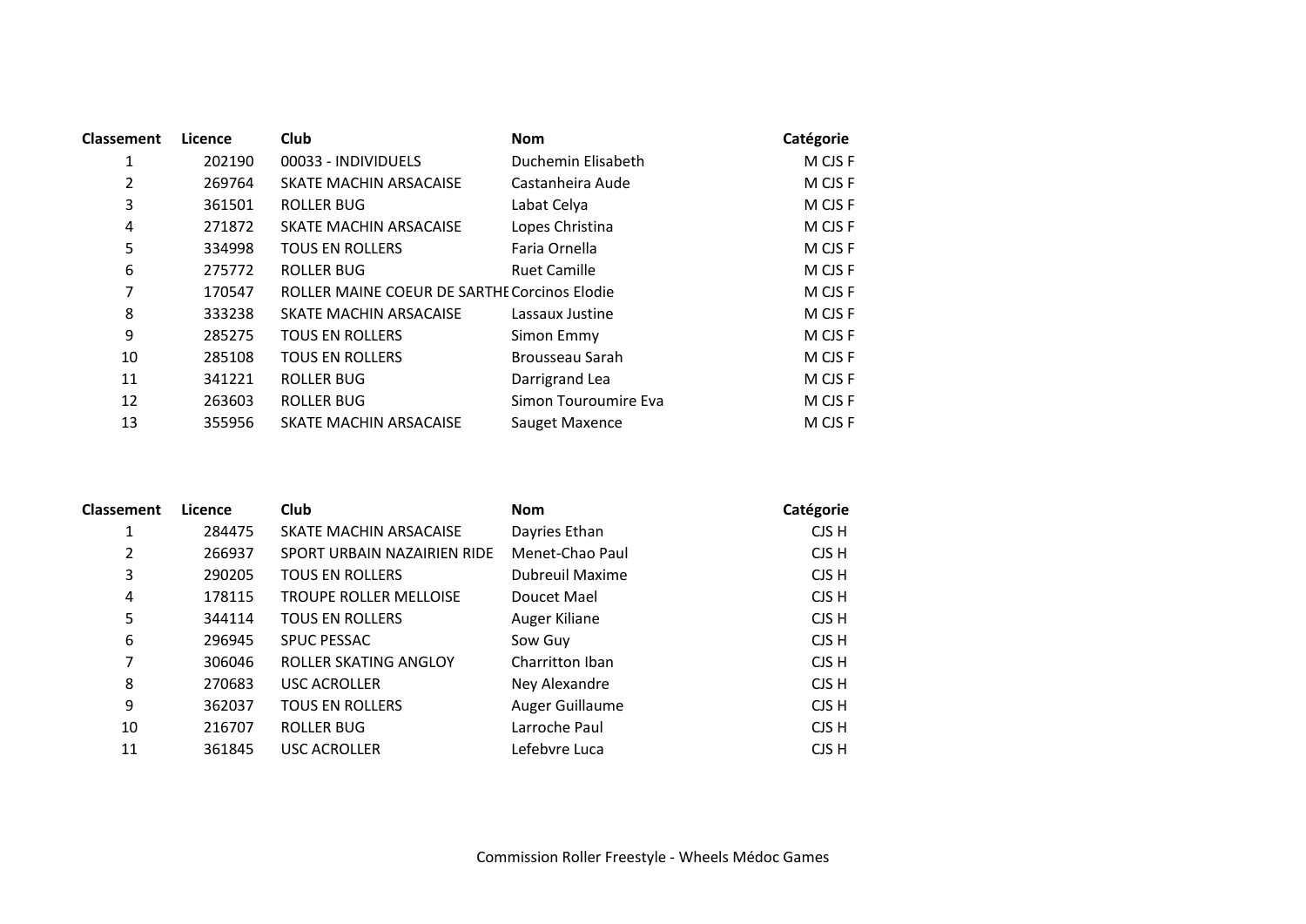| Classement | Licence | Club | Nom | Catégorie |
|---|---|---|---|---|
| 1 | 202190 | 00033 - INDIVIDUELS | Duchemin Elisabeth | M CJS F |
| 2 | 269764 | SKATE MACHIN ARSACAISE | Castanheira Aude | M CJS F |
| 3 | 361501 | ROLLER BUG | Labat Celya | M CJS F |
| 4 | 271872 | SKATE MACHIN ARSACAISE | Lopes Christina | M CJS F |
| 5 | 334998 | TOUS EN ROLLERS | Faria Ornella | M CJS F |
| 6 | 275772 | ROLLER BUG | Ruet Camille | M CJS F |
| 7 | 170547 | ROLLER MAINE COEUR DE SARTHE | Corcinos Elodie | M CJS F |
| 8 | 333238 | SKATE MACHIN ARSACAISE | Lassaux Justine | M CJS F |
| 9 | 285275 | TOUS EN ROLLERS | Simon Emmy | M CJS F |
| 10 | 285108 | TOUS EN ROLLERS | Brousseau Sarah | M CJS F |
| 11 | 341221 | ROLLER BUG | Darrigrand Lea | M CJS F |
| 12 | 263603 | ROLLER BUG | Simon Touroumire Eva | M CJS F |
| 13 | 355956 | SKATE MACHIN ARSACAISE | Sauget Maxence | M CJS F |

| Classement | Licence | Club | Nom | Catégorie |
|---|---|---|---|---|
| 1 | 284475 | SKATE MACHIN ARSACAISE | Dayries Ethan | CJS H |
| 2 | 266937 | SPORT URBAIN NAZAIRIEN RIDE | Menet-Chao Paul | CJS H |
| 3 | 290205 | TOUS EN ROLLERS | Dubreuil Maxime | CJS H |
| 4 | 178115 | TROUPE ROLLER MELLOISE | Doucet Mael | CJS H |
| 5 | 344114 | TOUS EN ROLLERS | Auger Kiliane | CJS H |
| 6 | 296945 | SPUC PESSAC | Sow Guy | CJS H |
| 7 | 306046 | ROLLER SKATING ANGLOY | Charritton Iban | CJS H |
| 8 | 270683 | USC ACROLLER | Ney Alexandre | CJS H |
| 9 | 362037 | TOUS EN ROLLERS | Auger Guillaume | CJS H |
| 10 | 216707 | ROLLER BUG | Larroche Paul | CJS H |
| 11 | 361845 | USC ACROLLER | Lefebvre Luca | CJS H |